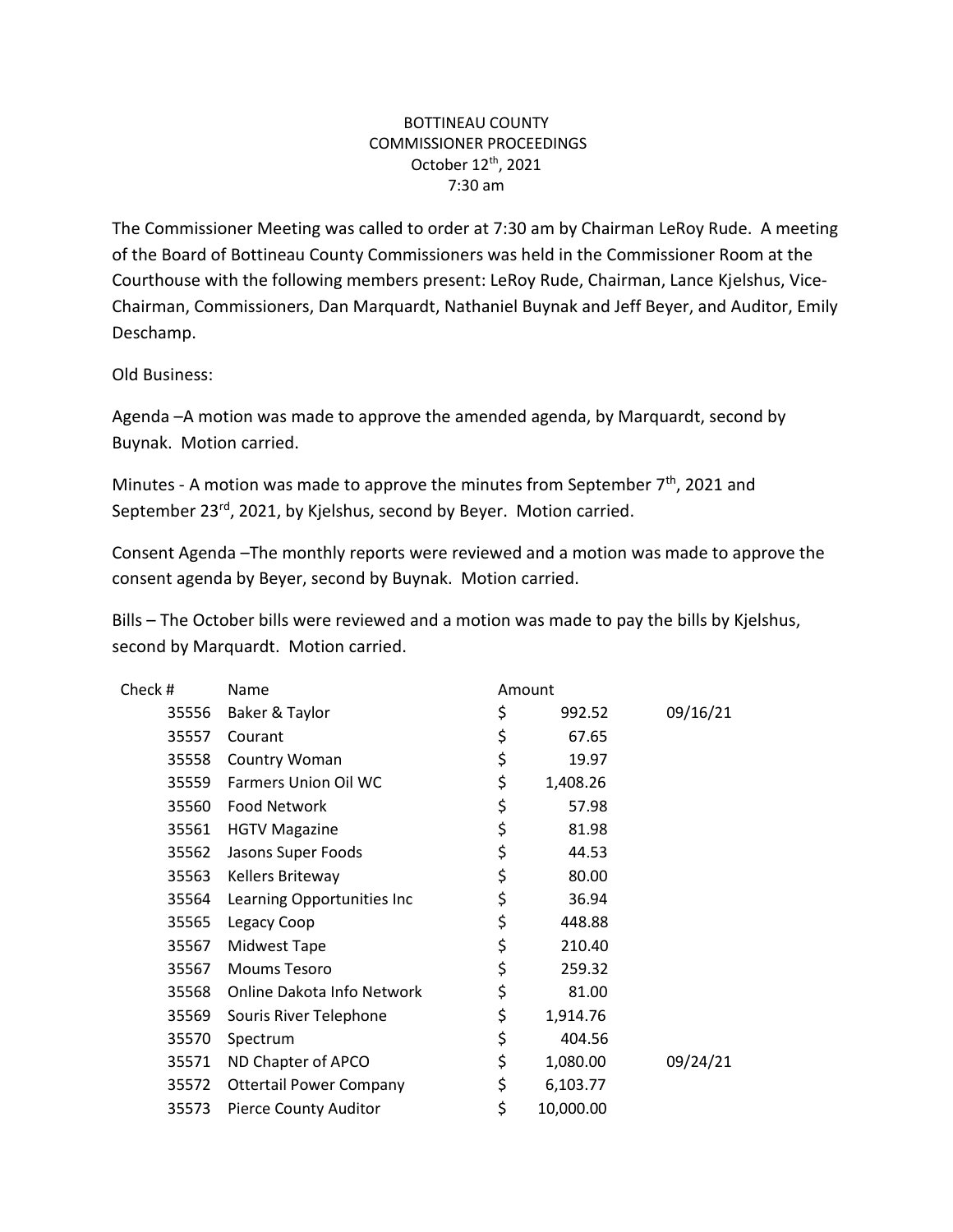BOTTINEAU COUNTY
COMMISSIONER PROCEEDINGS
October 12th, 2021
7:30 am

The Commissioner Meeting was called to order at 7:30 am by Chairman LeRoy Rude. A meeting of the Board of Bottineau County Commissioners was held in the Commissioner Room at the Courthouse with the following members present: LeRoy Rude, Chairman, Lance Kjelshus, Vice-Chairman, Commissioners, Dan Marquardt, Nathaniel Buynak and Jeff Beyer, and Auditor, Emily Deschamp.

Old Business:

Agenda –A motion was made to approve the amended agenda, by Marquardt, second by Buynak. Motion carried.

Minutes - A motion was made to approve the minutes from September 7th, 2021 and September 23rd, 2021, by Kjelshus, second by Beyer. Motion carried.

Consent Agenda –The monthly reports were reviewed and a motion was made to approve the consent agenda by Beyer, second by Buynak. Motion carried.

Bills – The October bills were reviewed and a motion was made to pay the bills by Kjelshus, second by Marquardt. Motion carried.

| Check # | Name | Amount | |
|---|---|---|---|
| 35556 | Baker & Taylor | $ 992.52 | 09/16/21 |
| 35557 | Courant | $ 67.65 | |
| 35558 | Country Woman | $ 19.97 | |
| 35559 | Farmers Union Oil WC | $ 1,408.26 | |
| 35560 | Food Network | $ 57.98 | |
| 35561 | HGTV Magazine | $ 81.98 | |
| 35562 | Jasons Super Foods | $ 44.53 | |
| 35563 | Kellers Briteway | $ 80.00 | |
| 35564 | Learning Opportunities Inc | $ 36.94 | |
| 35565 | Legacy Coop | $ 448.88 | |
| 35567 | Midwest Tape | $ 210.40 | |
| 35567 | Moums Tesoro | $ 259.32 | |
| 35568 | Online Dakota Info Network | $ 81.00 | |
| 35569 | Souris River Telephone | $ 1,914.76 | |
| 35570 | Spectrum | $ 404.56 | |
| 35571 | ND Chapter of APCO | $ 1,080.00 | 09/24/21 |
| 35572 | Ottertail Power Company | $ 6,103.77 | |
| 35573 | Pierce County Auditor | $ 10,000.00 | |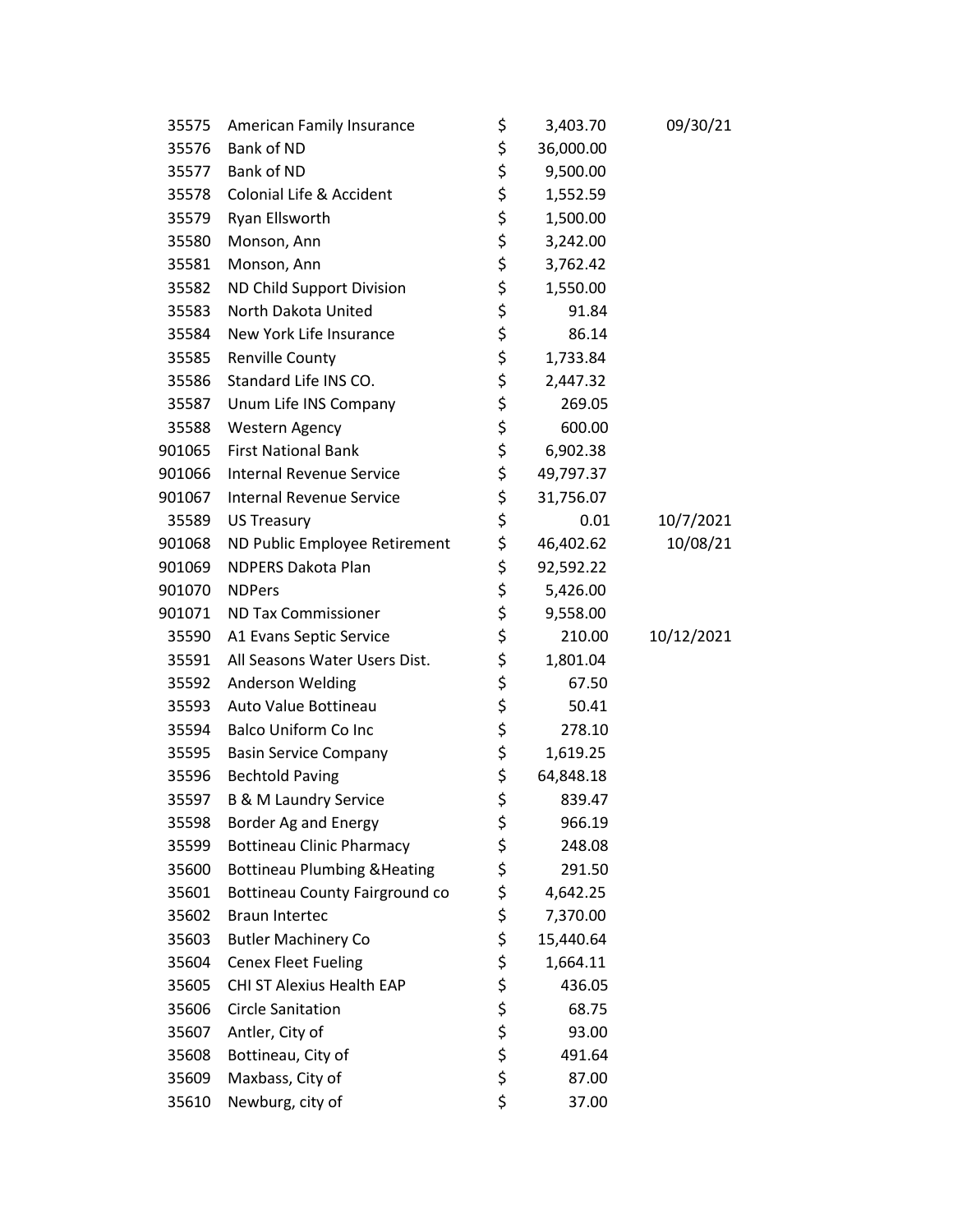| | | | | |
|---|---|---|---|---|
| 35575 | American Family Insurance | $ | 3,403.70 | 09/30/21 |
| 35576 | Bank of ND | $ | 36,000.00 | |
| 35577 | Bank of ND | $ | 9,500.00 | |
| 35578 | Colonial Life & Accident | $ | 1,552.59 | |
| 35579 | Ryan Ellsworth | $ | 1,500.00 | |
| 35580 | Monson, Ann | $ | 3,242.00 | |
| 35581 | Monson, Ann | $ | 3,762.42 | |
| 35582 | ND Child Support Division | $ | 1,550.00 | |
| 35583 | North Dakota United | $ | 91.84 | |
| 35584 | New York Life Insurance | $ | 86.14 | |
| 35585 | Renville County | $ | 1,733.84 | |
| 35586 | Standard Life INS CO. | $ | 2,447.32 | |
| 35587 | Unum Life INS Company | $ | 269.05 | |
| 35588 | Western Agency | $ | 600.00 | |
| 901065 | First National Bank | $ | 6,902.38 | |
| 901066 | Internal Revenue Service | $ | 49,797.37 | |
| 901067 | Internal Revenue Service | $ | 31,756.07 | |
| 35589 | US Treasury | $ | 0.01 | 10/7/2021 |
| 901068 | ND Public Employee Retirement | $ | 46,402.62 | 10/08/21 |
| 901069 | NDPERS Dakota Plan | $ | 92,592.22 | |
| 901070 | NDPers | $ | 5,426.00 | |
| 901071 | ND Tax Commissioner | $ | 9,558.00 | |
| 35590 | A1 Evans Septic Service | $ | 210.00 | 10/12/2021 |
| 35591 | All Seasons Water Users Dist. | $ | 1,801.04 | |
| 35592 | Anderson Welding | $ | 67.50 | |
| 35593 | Auto Value Bottineau | $ | 50.41 | |
| 35594 | Balco Uniform Co Inc | $ | 278.10 | |
| 35595 | Basin Service Company | $ | 1,619.25 | |
| 35596 | Bechtold Paving | $ | 64,848.18 | |
| 35597 | B & M Laundry Service | $ | 839.47 | |
| 35598 | Border Ag and Energy | $ | 966.19 | |
| 35599 | Bottineau Clinic Pharmacy | $ | 248.08 | |
| 35600 | Bottineau Plumbing &Heating | $ | 291.50 | |
| 35601 | Bottineau County Fairground co | $ | 4,642.25 | |
| 35602 | Braun Intertec | $ | 7,370.00 | |
| 35603 | Butler Machinery Co | $ | 15,440.64 | |
| 35604 | Cenex Fleet Fueling | $ | 1,664.11 | |
| 35605 | CHI ST Alexius Health EAP | $ | 436.05 | |
| 35606 | Circle Sanitation | $ | 68.75 | |
| 35607 | Antler, City of | $ | 93.00 | |
| 35608 | Bottineau, City of | $ | 491.64 | |
| 35609 | Maxbass, City of | $ | 87.00 | |
| 35610 | Newburg, city of | $ | 37.00 | |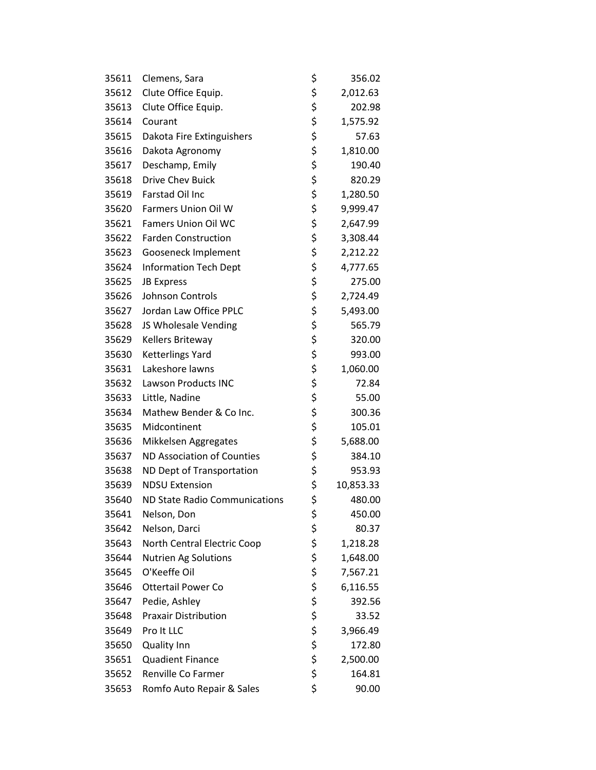| | | | |
|---|---|---|---|
| 35611 | Clemens, Sara | $ | 356.02 |
| 35612 | Clute Office Equip. | $ | 2,012.63 |
| 35613 | Clute Office Equip. | $ | 202.98 |
| 35614 | Courant | $ | 1,575.92 |
| 35615 | Dakota Fire Extinguishers | $ | 57.63 |
| 35616 | Dakota Agronomy | $ | 1,810.00 |
| 35617 | Deschamp, Emily | $ | 190.40 |
| 35618 | Drive Chev Buick | $ | 820.29 |
| 35619 | Farstad Oil Inc | $ | 1,280.50 |
| 35620 | Farmers Union Oil W | $ | 9,999.47 |
| 35621 | Famers Union Oil WC | $ | 2,647.99 |
| 35622 | Farden Construction | $ | 3,308.44 |
| 35623 | Gooseneck Implement | $ | 2,212.22 |
| 35624 | Information Tech Dept | $ | 4,777.65 |
| 35625 | JB Express | $ | 275.00 |
| 35626 | Johnson Controls | $ | 2,724.49 |
| 35627 | Jordan Law Office PPLC | $ | 5,493.00 |
| 35628 | JS Wholesale Vending | $ | 565.79 |
| 35629 | Kellers Briteway | $ | 320.00 |
| 35630 | Ketterlings Yard | $ | 993.00 |
| 35631 | Lakeshore lawns | $ | 1,060.00 |
| 35632 | Lawson Products INC | $ | 72.84 |
| 35633 | Little, Nadine | $ | 55.00 |
| 35634 | Mathew Bender & Co Inc. | $ | 300.36 |
| 35635 | Midcontinent | $ | 105.01 |
| 35636 | Mikkelsen Aggregates | $ | 5,688.00 |
| 35637 | ND Association of Counties | $ | 384.10 |
| 35638 | ND Dept of Transportation | $ | 953.93 |
| 35639 | NDSU Extension | $ | 10,853.33 |
| 35640 | ND State Radio Communications | $ | 480.00 |
| 35641 | Nelson, Don | $ | 450.00 |
| 35642 | Nelson, Darci | $ | 80.37 |
| 35643 | North Central Electric Coop | $ | 1,218.28 |
| 35644 | Nutrien Ag Solutions | $ | 1,648.00 |
| 35645 | O'Keeffe Oil | $ | 7,567.21 |
| 35646 | Ottertail Power Co | $ | 6,116.55 |
| 35647 | Pedie, Ashley | $ | 392.56 |
| 35648 | Praxair Distribution | $ | 33.52 |
| 35649 | Pro It LLC | $ | 3,966.49 |
| 35650 | Quality Inn | $ | 172.80 |
| 35651 | Quadient Finance | $ | 2,500.00 |
| 35652 | Renville Co Farmer | $ | 164.81 |
| 35653 | Romfo Auto Repair & Sales | $ | 90.00 |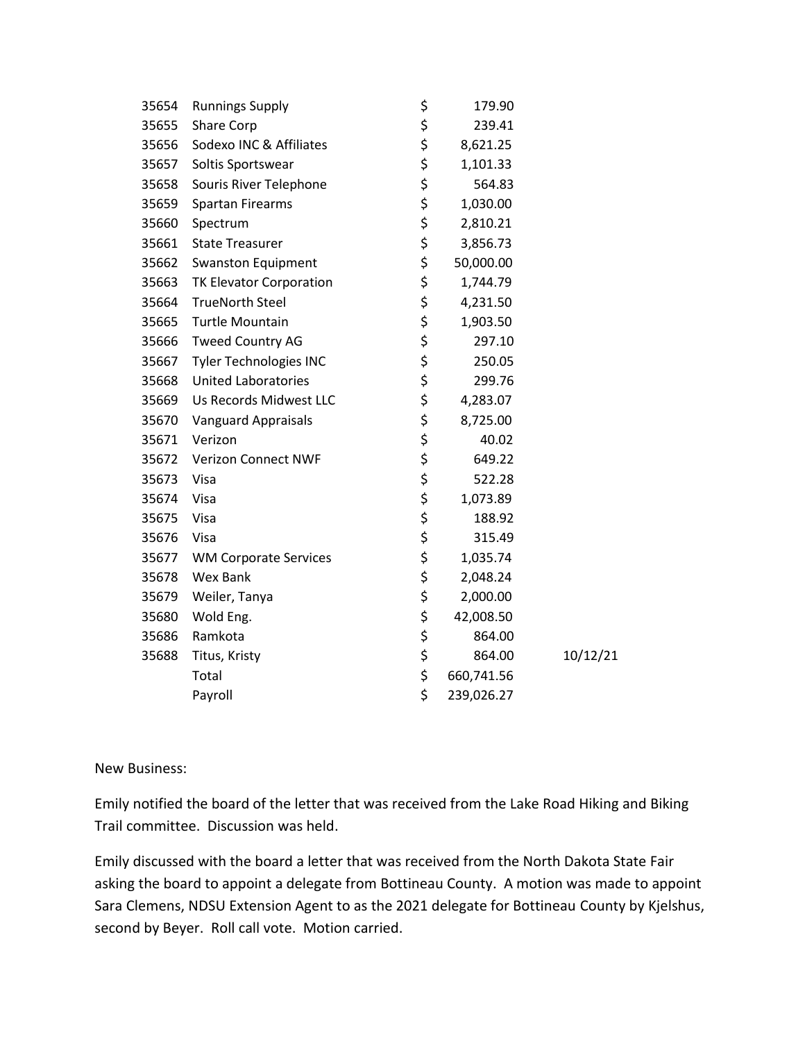| | | | |
|---|---|---|---|
| 35654 | Runnings Supply | $ 179.90 | |
| 35655 | Share Corp | $ 239.41 | |
| 35656 | Sodexo INC & Affiliates | $ 8,621.25 | |
| 35657 | Soltis Sportswear | $ 1,101.33 | |
| 35658 | Souris River Telephone | $ 564.83 | |
| 35659 | Spartan Firearms | $ 1,030.00 | |
| 35660 | Spectrum | $ 2,810.21 | |
| 35661 | State Treasurer | $ 3,856.73 | |
| 35662 | Swanston Equipment | $ 50,000.00 | |
| 35663 | TK Elevator Corporation | $ 1,744.79 | |
| 35664 | TrueNorth Steel | $ 4,231.50 | |
| 35665 | Turtle Mountain | $ 1,903.50 | |
| 35666 | Tweed Country AG | $ 297.10 | |
| 35667 | Tyler Technologies INC | $ 250.05 | |
| 35668 | United Laboratories | $ 299.76 | |
| 35669 | Us Records Midwest LLC | $ 4,283.07 | |
| 35670 | Vanguard Appraisals | $ 8,725.00 | |
| 35671 | Verizon | $ 40.02 | |
| 35672 | Verizon Connect NWF | $ 649.22 | |
| 35673 | Visa | $ 522.28 | |
| 35674 | Visa | $ 1,073.89 | |
| 35675 | Visa | $ 188.92 | |
| 35676 | Visa | $ 315.49 | |
| 35677 | WM Corporate Services | $ 1,035.74 | |
| 35678 | Wex Bank | $ 2,048.24 | |
| 35679 | Weiler, Tanya | $ 2,000.00 | |
| 35680 | Wold Eng. | $ 42,008.50 | |
| 35686 | Ramkota | $ 864.00 | |
| 35688 | Titus, Kristy | $ 864.00 | 10/12/21 |
| | Total | $ 660,741.56 | |
| | Payroll | $ 239,026.27 | |

New Business:

Emily notified the board of the letter that was received from the Lake Road Hiking and Biking Trail committee. Discussion was held.

Emily discussed with the board a letter that was received from the North Dakota State Fair asking the board to appoint a delegate from Bottineau County. A motion was made to appoint Sara Clemens, NDSU Extension Agent to as the 2021 delegate for Bottineau County by Kjelshus, second by Beyer. Roll call vote. Motion carried.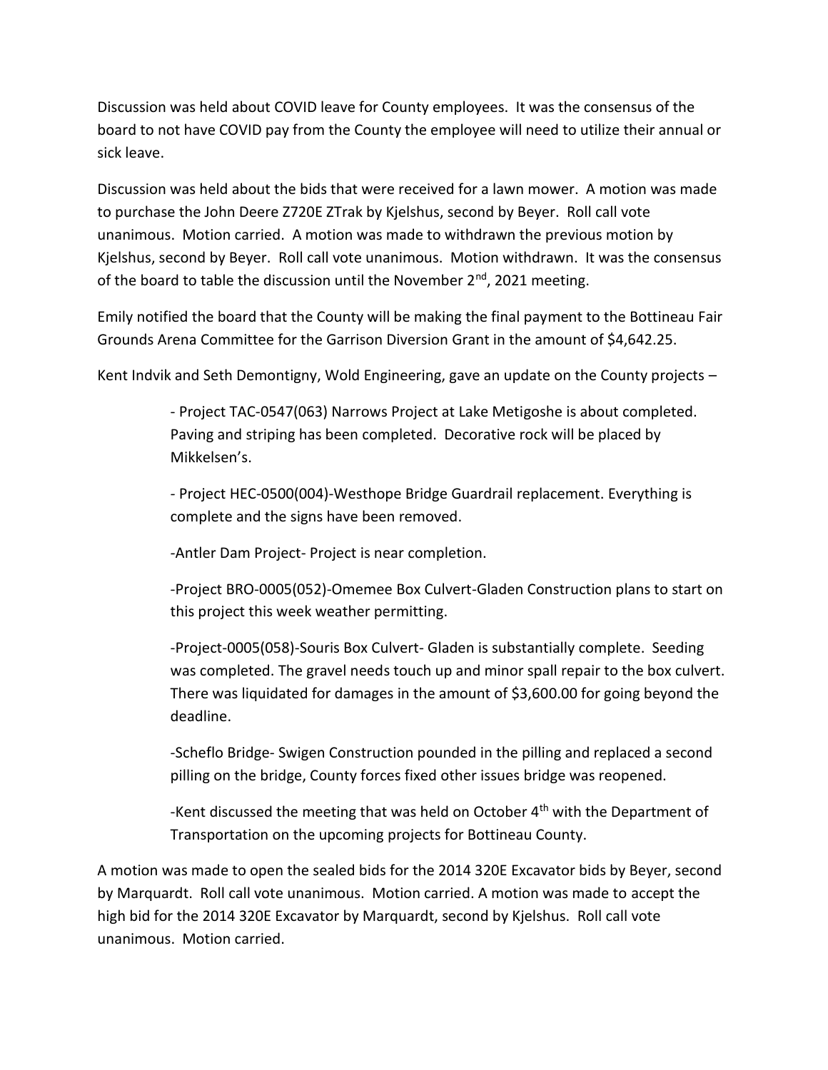Discussion was held about COVID leave for County employees. It was the consensus of the board to not have COVID pay from the County the employee will need to utilize their annual or sick leave.

Discussion was held about the bids that were received for a lawn mower. A motion was made to purchase the John Deere Z720E ZTrak by Kjelshus, second by Beyer. Roll call vote unanimous. Motion carried. A motion was made to withdrawn the previous motion by Kjelshus, second by Beyer. Roll call vote unanimous. Motion withdrawn. It was the consensus of the board to table the discussion until the November 2nd, 2021 meeting.

Emily notified the board that the County will be making the final payment to the Bottineau Fair Grounds Arena Committee for the Garrison Diversion Grant in the amount of $4,642.25.

Kent Indvik and Seth Demontigny, Wold Engineering, gave an update on the County projects –

> - Project TAC-0547(063) Narrows Project at Lake Metigoshe is about completed. Paving and striping has been completed. Decorative rock will be placed by Mikkelsen's.
>
> - Project HEC-0500(004)-Westhope Bridge Guardrail replacement. Everything is complete and the signs have been removed.
>
> -Antler Dam Project- Project is near completion.
>
> -Project BRO-0005(052)-Omemee Box Culvert-Gladen Construction plans to start on this project this week weather permitting.
>
> -Project-0005(058)-Souris Box Culvert- Gladen is substantially complete. Seeding was completed. The gravel needs touch up and minor spall repair to the box culvert. There was liquidated for damages in the amount of $3,600.00 for going beyond the deadline.
>
> -Scheflo Bridge- Swigen Construction pounded in the pilling and replaced a second pilling on the bridge, County forces fixed other issues bridge was reopened.
>
> -Kent discussed the meeting that was held on October 4th with the Department of Transportation on the upcoming projects for Bottineau County.

A motion was made to open the sealed bids for the 2014 320E Excavator bids by Beyer, second by Marquardt. Roll call vote unanimous. Motion carried. A motion was made to accept the high bid for the 2014 320E Excavator by Marquardt, second by Kjelshus. Roll call vote unanimous. Motion carried.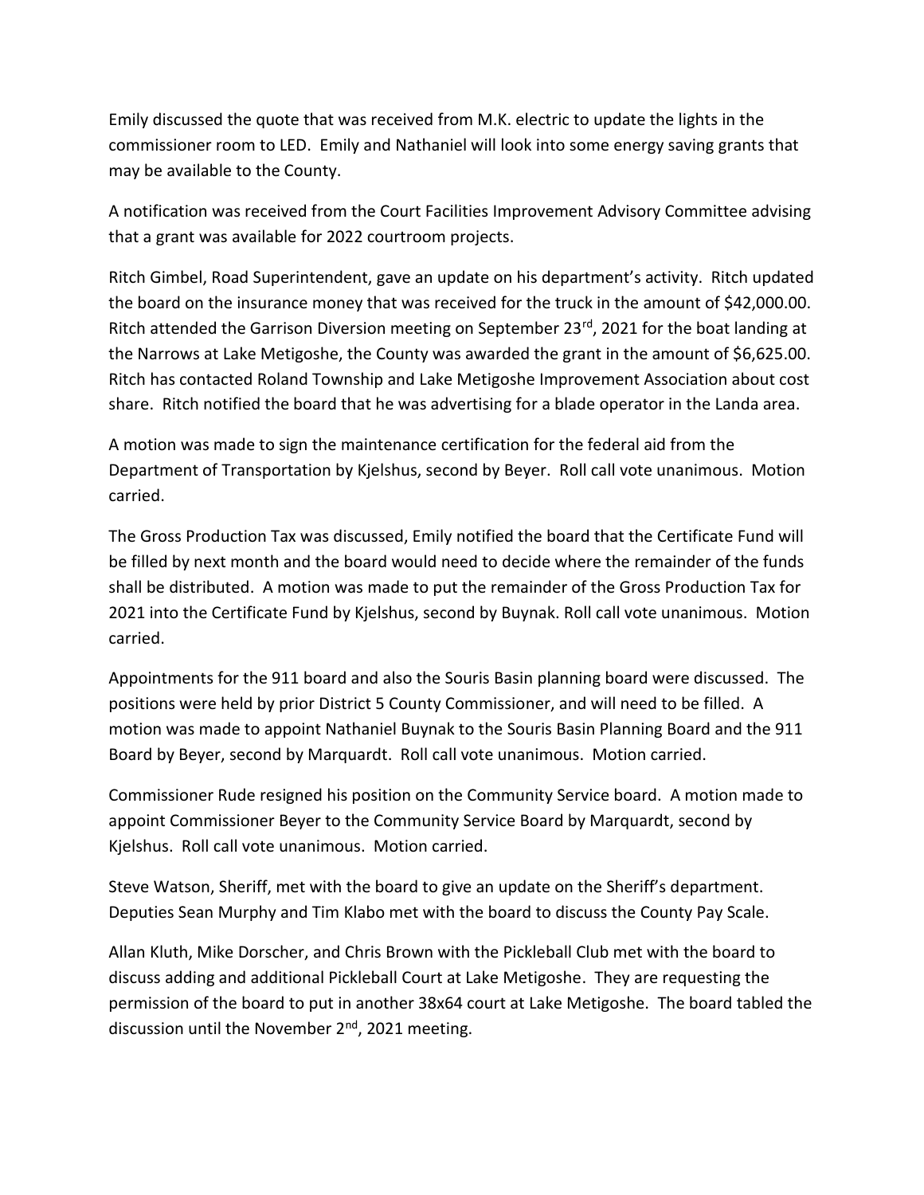Emily discussed the quote that was received from M.K. electric to update the lights in the commissioner room to LED. Emily and Nathaniel will look into some energy saving grants that may be available to the County.

A notification was received from the Court Facilities Improvement Advisory Committee advising that a grant was available for 2022 courtroom projects.

Ritch Gimbel, Road Superintendent, gave an update on his department's activity. Ritch updated the board on the insurance money that was received for the truck in the amount of $42,000.00. Ritch attended the Garrison Diversion meeting on September 23rd, 2021 for the boat landing at the Narrows at Lake Metigoshe, the County was awarded the grant in the amount of $6,625.00. Ritch has contacted Roland Township and Lake Metigoshe Improvement Association about cost share. Ritch notified the board that he was advertising for a blade operator in the Landa area.

A motion was made to sign the maintenance certification for the federal aid from the Department of Transportation by Kjelshus, second by Beyer. Roll call vote unanimous. Motion carried.

The Gross Production Tax was discussed, Emily notified the board that the Certificate Fund will be filled by next month and the board would need to decide where the remainder of the funds shall be distributed. A motion was made to put the remainder of the Gross Production Tax for 2021 into the Certificate Fund by Kjelshus, second by Buynak. Roll call vote unanimous. Motion carried.

Appointments for the 911 board and also the Souris Basin planning board were discussed. The positions were held by prior District 5 County Commissioner, and will need to be filled. A motion was made to appoint Nathaniel Buynak to the Souris Basin Planning Board and the 911 Board by Beyer, second by Marquardt. Roll call vote unanimous. Motion carried.

Commissioner Rude resigned his position on the Community Service board. A motion made to appoint Commissioner Beyer to the Community Service Board by Marquardt, second by Kjelshus. Roll call vote unanimous. Motion carried.

Steve Watson, Sheriff, met with the board to give an update on the Sheriff's department. Deputies Sean Murphy and Tim Klabo met with the board to discuss the County Pay Scale.

Allan Kluth, Mike Dorscher, and Chris Brown with the Pickleball Club met with the board to discuss adding and additional Pickleball Court at Lake Metigoshe. They are requesting the permission of the board to put in another 38x64 court at Lake Metigoshe. The board tabled the discussion until the November 2nd, 2021 meeting.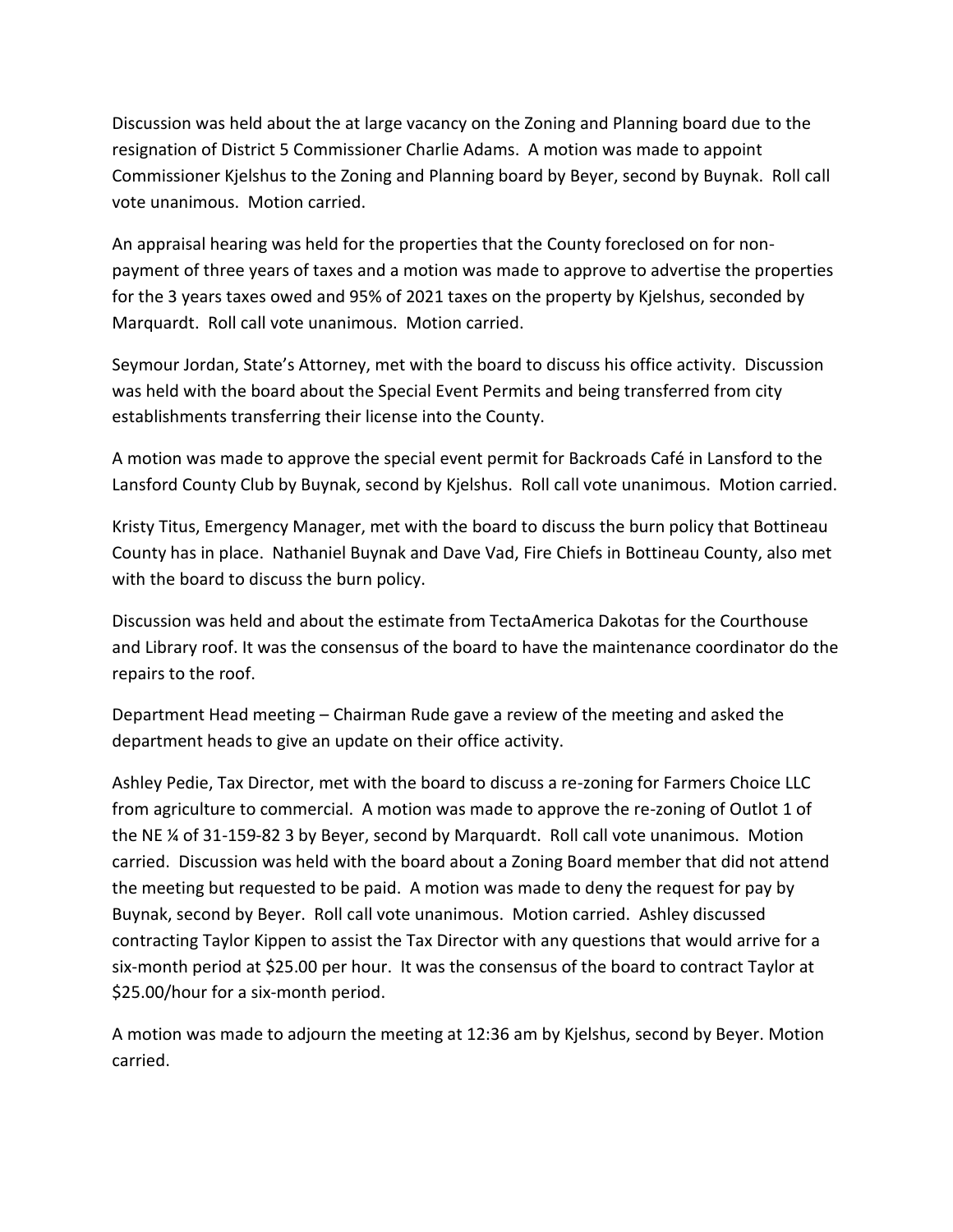Discussion was held about the at large vacancy on the Zoning and Planning board due to the resignation of District 5 Commissioner Charlie Adams. A motion was made to appoint Commissioner Kjelshus to the Zoning and Planning board by Beyer, second by Buynak. Roll call vote unanimous. Motion carried.

An appraisal hearing was held for the properties that the County foreclosed on for non-payment of three years of taxes and a motion was made to approve to advertise the properties for the 3 years taxes owed and 95% of 2021 taxes on the property by Kjelshus, seconded by Marquardt. Roll call vote unanimous. Motion carried.

Seymour Jordan, State's Attorney, met with the board to discuss his office activity. Discussion was held with the board about the Special Event Permits and being transferred from city establishments transferring their license into the County.

A motion was made to approve the special event permit for Backroads Café in Lansford to the Lansford County Club by Buynak, second by Kjelshus. Roll call vote unanimous. Motion carried.

Kristy Titus, Emergency Manager, met with the board to discuss the burn policy that Bottineau County has in place. Nathaniel Buynak and Dave Vad, Fire Chiefs in Bottineau County, also met with the board to discuss the burn policy.

Discussion was held and about the estimate from TectaAmerica Dakotas for the Courthouse and Library roof. It was the consensus of the board to have the maintenance coordinator do the repairs to the roof.

Department Head meeting – Chairman Rude gave a review of the meeting and asked the department heads to give an update on their office activity.

Ashley Pedie, Tax Director, met with the board to discuss a re-zoning for Farmers Choice LLC from agriculture to commercial. A motion was made to approve the re-zoning of Outlot 1 of the NE ¼ of 31-159-82 3 by Beyer, second by Marquardt. Roll call vote unanimous. Motion carried. Discussion was held with the board about a Zoning Board member that did not attend the meeting but requested to be paid. A motion was made to deny the request for pay by Buynak, second by Beyer. Roll call vote unanimous. Motion carried. Ashley discussed contracting Taylor Kippen to assist the Tax Director with any questions that would arrive for a six-month period at $25.00 per hour. It was the consensus of the board to contract Taylor at $25.00/hour for a six-month period.

A motion was made to adjourn the meeting at 12:36 am by Kjelshus, second by Beyer. Motion carried.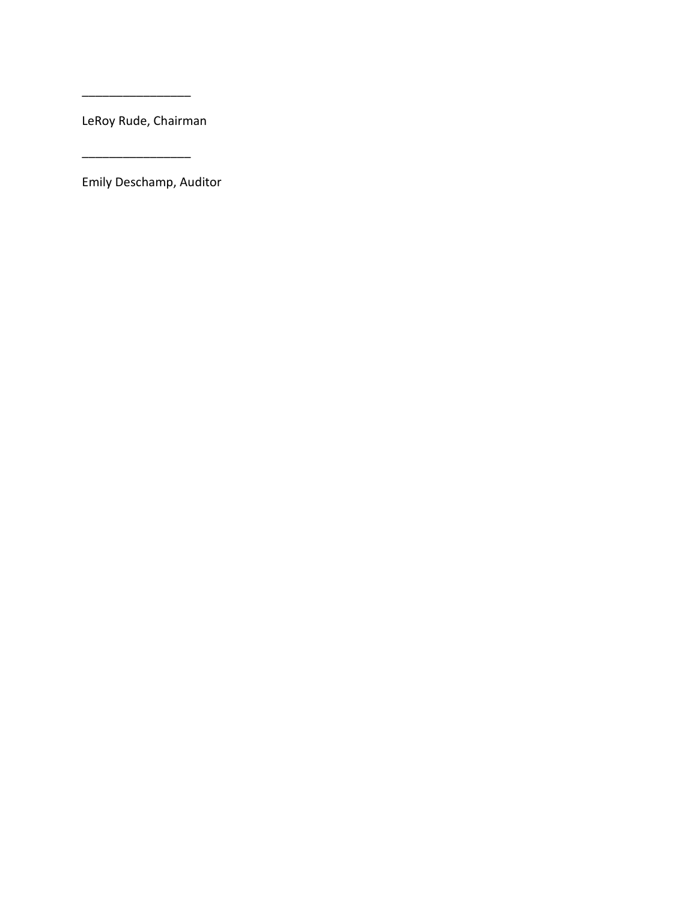\_\_\_\_\_\_\_\_\_\_\_\_\_\_\_\_\_

LeRoy Rude, Chairman

\_\_\_\_\_\_\_\_\_\_\_\_\_\_\_\_\_

Emily Deschamp, Auditor